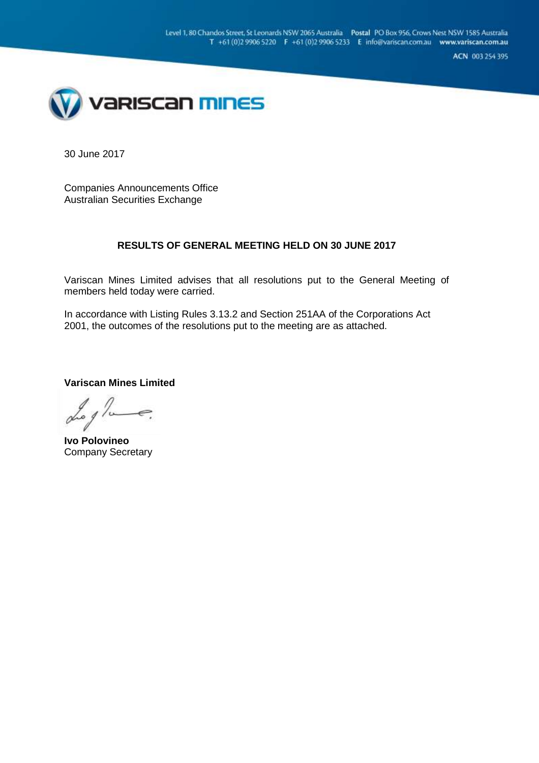Level 1, 80 Chandos Street, St Leonards NSW 2065 Australia **Postal** PO Box 956, Crows Nest NSW 1585 Australia
**T** +61 (0)2 9906 5220 **F** +61 (0)2 9906 5233 **E** info@variscan.com.au **www.variscan.com.au**

**ACN** 003 254 395

variscan mines

30 June 2017

Companies Announcements Office
Australian Securities Exchange

**RESULTS OF GENERAL MEETING HELD ON 30 JUNE 2017**

Variscan Mines Limited advises that all resolutions put to the General Meeting of members held today were carried.

In accordance with Listing Rules 3.13.2 and Section 251AA of the Corporations Act 2001, the outcomes of the resolutions put to the meeting are as attached.

**Variscan Mines Limited**

**Ivo Polovineo**
Company Secretary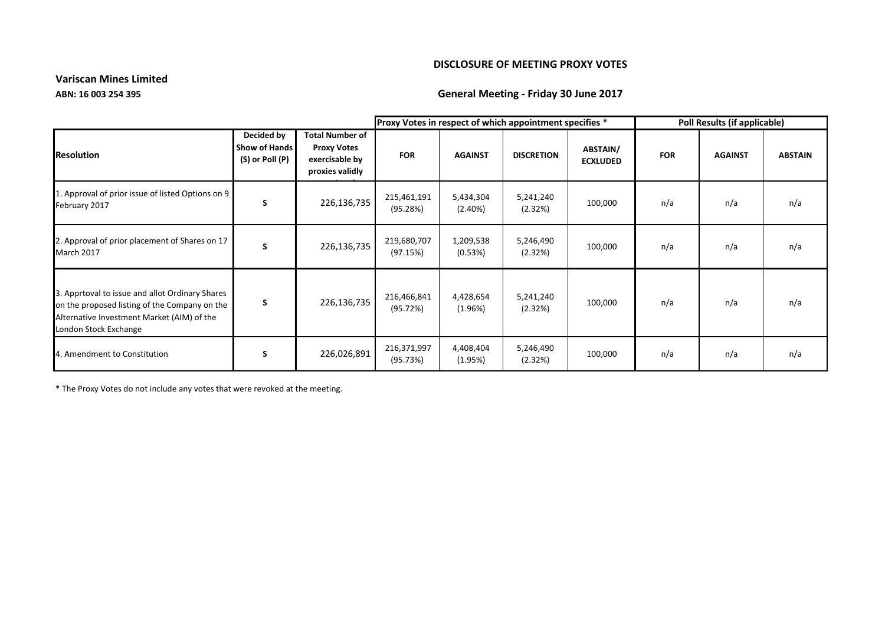## DISCLOSURE OF MEETING PROXY VOTES

**Variscan Mines Limited**

**ABN: 16 003 254 395**

**General Meeting - Friday 30 June 2017**

| Resolution | Decided by Show of Hands (S) or Poll (P) | Total Number of Proxy Votes exercisable by proxies validly | Proxy Votes in respect of which appointment specifies * | | | | Poll Results (if applicable) | | |
|---|---|---|---|---|---|---|---|---|---|
| | | | FOR | AGAINST | DISCRETION | ABSTAIN/ ECXLUDED | FOR | AGAINST | ABSTAIN |
| 1. Approval of prior issue of listed Options on 9 February 2017 | S | 226,136,735 | 215,461,191 (95.28%) | 5,434,304 (2.40%) | 5,241,240 (2.32%) | 100,000 | n/a | n/a | n/a |
| 2. Approval of prior placement of Shares on 17 March 2017 | S | 226,136,735 | 219,680,707 (97.15%) | 1,209,538 (0.53%) | 5,246,490 (2.32%) | 100,000 | n/a | n/a | n/a |
| 3. Apprtoval to issue and allot Ordinary Shares on the proposed listing of the Company on the Alternative Investment Market (AIM) of the London Stock Exchange | S | 226,136,735 | 216,466,841 (95.72%) | 4,428,654 (1.96%) | 5,241,240 (2.32%) | 100,000 | n/a | n/a | n/a |
| 4. Amendment to Constitution | S | 226,026,891 | 216,371,997 (95.73%) | 4,408,404 (1.95%) | 5,246,490 (2.32%) | 100,000 | n/a | n/a | n/a |

* The Proxy Votes do not include any votes that were revoked at the meeting.